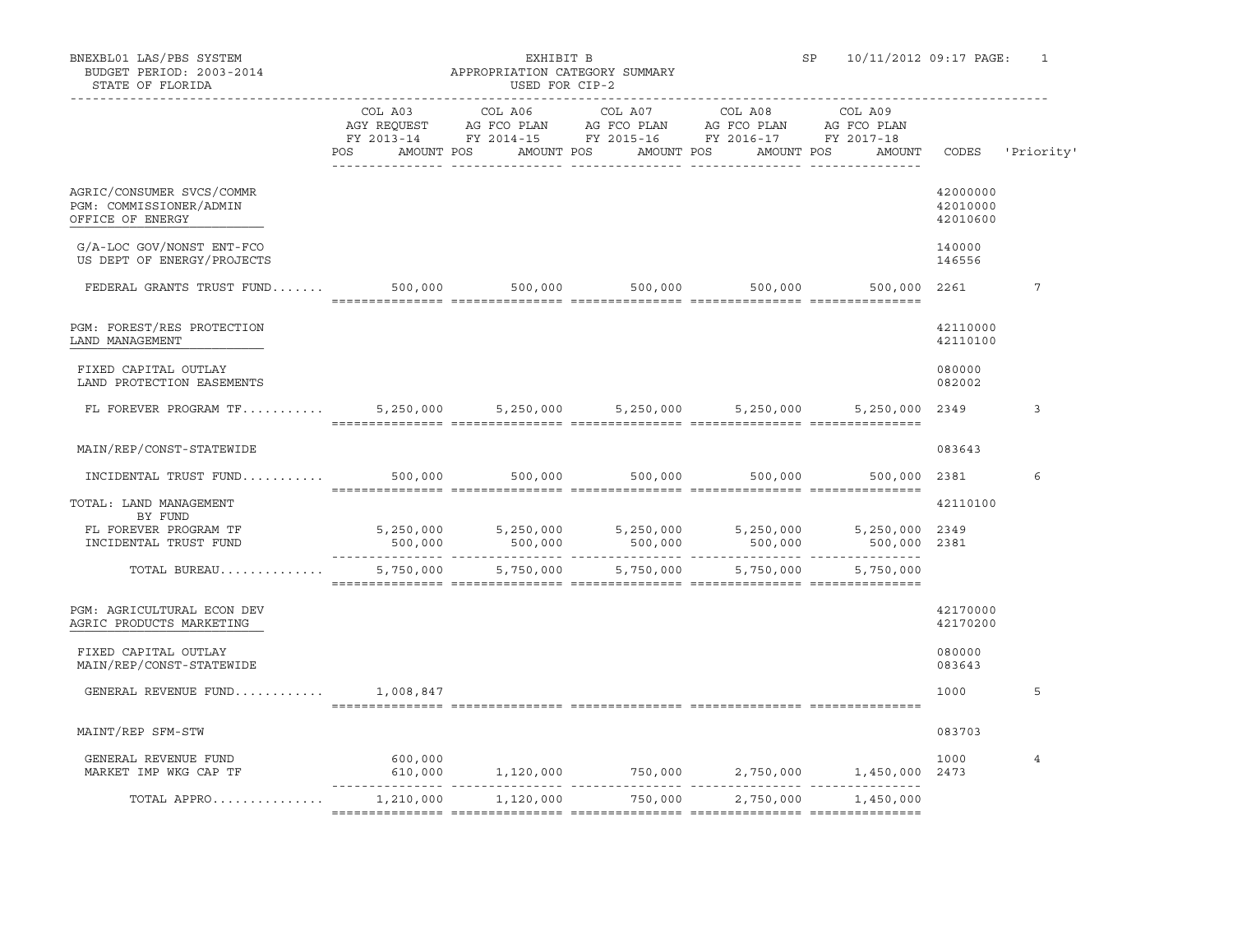BNEXBL01 LAS/PBS SYSTEM
BUDGET PERIOD: 2003-2014
STATE OF FLORIDA

EXHIBIT B
APPROPRIATION CATEGORY SUMMARY
USED FOR CIP-2

SP 10/11/2012 09:17

| | COL A03 AGY REQUEST FY 2013-14 POS AMOUNT | COL A06 AG FCO PLAN FY 2014-15 POS AMOUNT | COL A07 AG FCO PLAN FY 2015-16 POS AMOUNT | COL A08 AG FCO PLAN FY 2016-17 POS AMOUNT | COL A09 AG FCO PLAN FY 2017-18 POS AMOUNT | CODES | 'Priority' |
|---|---|---|---|---|---|---|---|
| AGRIC/CONSUMER SVCS/COMMR | | | | | | 42000000 | |
| PGM: COMMISSIONER/ADMIN | | | | | | 42010000 | |
| OFFICE OF ENERGY | | | | | | 42010600 | |
| G/A-LOC GOV/NONST ENT-FCO | | | | | | 140000 | |
| US DEPT OF ENERGY/PROJECTS | | | | | | 146556 | |
| FEDERAL GRANTS TRUST FUND....... | 500,000 | 500,000 | 500,000 | 500,000 | 500,000 | 2261 | 7 |
| PGM: FOREST/RES PROTECTION | | | | | | 42110000 | |
| LAND MANAGEMENT | | | | | | 42110100 | |
| FIXED CAPITAL OUTLAY | | | | | | 080000 | |
| LAND PROTECTION EASEMENTS | | | | | | 082002 | |
| FL FOREVER PROGRAM TF........... | 5,250,000 | 5,250,000 | 5,250,000 | 5,250,000 | 5,250,000 | 2349 | 3 |
| MAIN/REP/CONST-STATEWIDE | | | | | | 083643 | |
| INCIDENTAL TRUST FUND........... | 500,000 | 500,000 | 500,000 | 500,000 | 500,000 | 2381 | 6 |
| TOTAL: LAND MANAGEMENT | | | | | | 42110100 | |
| BY FUND | | | | | | | |
| FL FOREVER PROGRAM TF | 5,250,000 | 5,250,000 | 5,250,000 | 5,250,000 | 5,250,000 | 2349 | |
| INCIDENTAL TRUST FUND | 500,000 | 500,000 | 500,000 | 500,000 | 500,000 | 2381 | |
| TOTAL BUREAU.............. | 5,750,000 | 5,750,000 | 5,750,000 | 5,750,000 | 5,750,000 | | |
| PGM: AGRICULTURAL ECON DEV | | | | | | 42170000 | |
| AGRIC PRODUCTS MARKETING | | | | | | 42170200 | |
| FIXED CAPITAL OUTLAY | | | | | | 080000 | |
| MAIN/REP/CONST-STATEWIDE | | | | | | 083643 | |
| GENERAL REVENUE FUND............ | 1,008,847 | | | | | 1000 | 5 |
| MAINT/REP SFM-STW | | | | | | 083703 | |
| GENERAL REVENUE FUND | 600,000 | | | | | 1000 | 4 |
| MARKET IMP WKG CAP TF | 610,000 | 1,120,000 | 750,000 | 2,750,000 | 1,450,000 | 2473 | |
| TOTAL APPRO............... | 1,210,000 | 1,120,000 | 750,000 | 2,750,000 | 1,450,000 | | |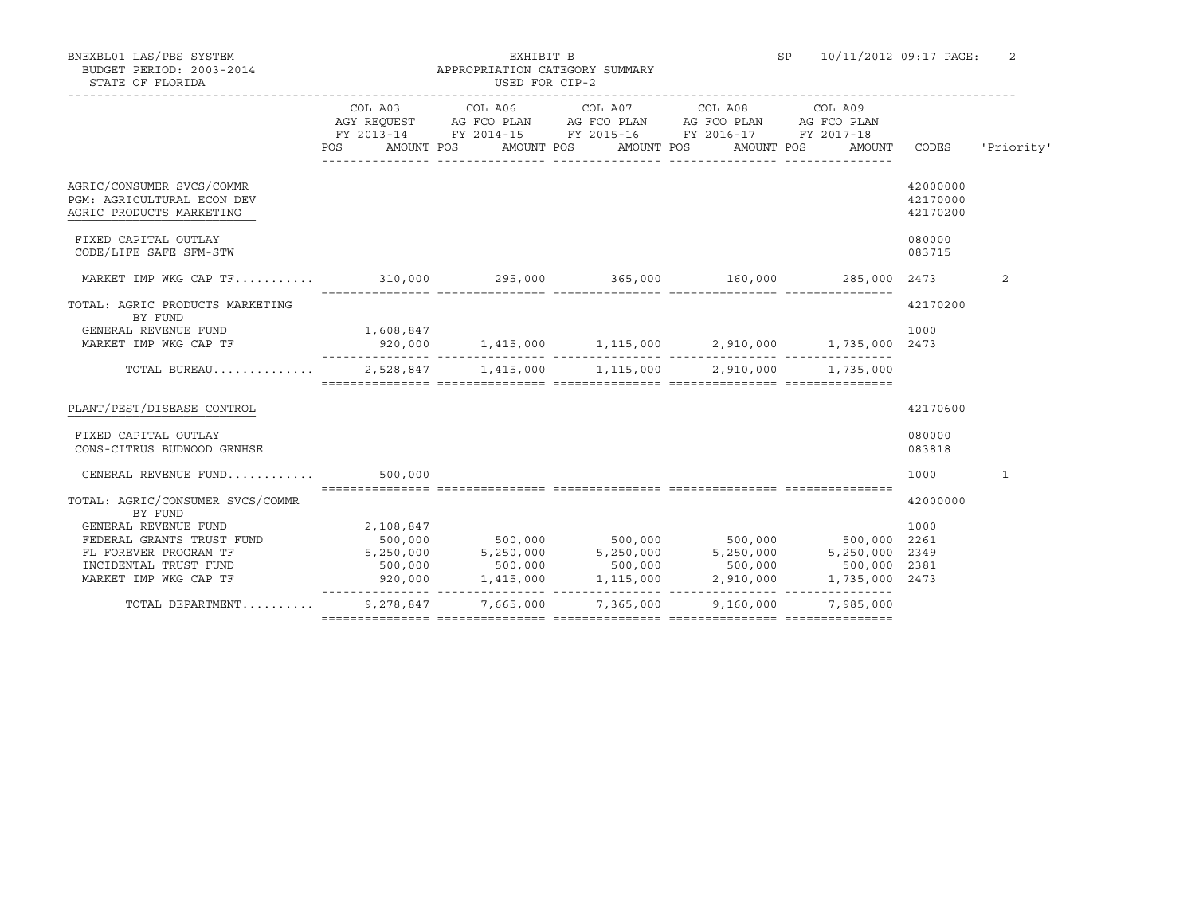BNEXBL01 LAS/PBS SYSTEM
BUDGET PERIOD: 2003-2014
STATE OF FLORIDA

EXHIBIT B
APPROPRIATION CATEGORY SUMMARY
USED FOR CIP-2

SP 10/11/2012 09:17

| | COL A03 AGY REQUEST FY 2013-14 POS AMOUNT | COL A06 AG FCO PLAN FY 2014-15 POS AMOUNT | COL A07 AG FCO PLAN FY 2015-16 POS AMOUNT | COL A08 AG FCO PLAN FY 2016-17 POS AMOUNT | COL A09 AG FCO PLAN FY 2017-18 POS AMOUNT | CODES | 'Priority' |
|---|---|---|---|---|---|---|---|
| AGRIC/CONSUMER SVCS/COMMR | | | | | | 42000000 | |
| PGM: AGRICULTURAL ECON DEV | | | | | | 42170000 | |
| AGRIC PRODUCTS MARKETING | | | | | | 42170200 | |
| FIXED CAPITAL OUTLAY | | | | | | 080000 | |
| CODE/LIFE SAFE SFM-STW | | | | | | 083715 | |
| MARKET IMP WKG CAP TF........... | 310,000 | 295,000 | 365,000 | 160,000 | 285,000 | 2473 | 2 |
| TOTAL: AGRIC PRODUCTS MARKETING | | | | | | 42170200 | |
| BY FUND | | | | | | | |
| GENERAL REVENUE FUND | 1,608,847 | | | | | 1000 | |
| MARKET IMP WKG CAP TF | 920,000 | 1,415,000 | 1,115,000 | 2,910,000 | 1,735,000 | 2473 | |
| TOTAL BUREAU............. | 2,528,847 | 1,415,000 | 1,115,000 | 2,910,000 | 1,735,000 | | |
| PLANT/PEST/DISEASE CONTROL | | | | | | 42170600 | |
| FIXED CAPITAL OUTLAY | | | | | | 080000 | |
| CONS-CITRUS BUDWOOD GRNHSE | | | | | | 083818 | |
| GENERAL REVENUE FUND............ | 500,000 | | | | | 1000 | 1 |
| TOTAL: AGRIC/CONSUMER SVCS/COMMR | | | | | | 42000000 | |
| BY FUND | | | | | | | |
| GENERAL REVENUE FUND | 2,108,847 | | | | | 1000 | |
| FEDERAL GRANTS TRUST FUND | 500,000 | 500,000 | 500,000 | 500,000 | 500,000 | 2261 | |
| FL FOREVER PROGRAM TF | 5,250,000 | 5,250,000 | 5,250,000 | 5,250,000 | 5,250,000 | 2349 | |
| INCIDENTAL TRUST FUND | 500,000 | 500,000 | 500,000 | 500,000 | 500,000 | 2381 | |
| MARKET IMP WKG CAP TF | 920,000 | 1,415,000 | 1,115,000 | 2,910,000 | 1,735,000 | 2473 | |
| TOTAL DEPARTMENT.......... | 9,278,847 | 7,665,000 | 7,365,000 | 9,160,000 | 7,985,000 | | |